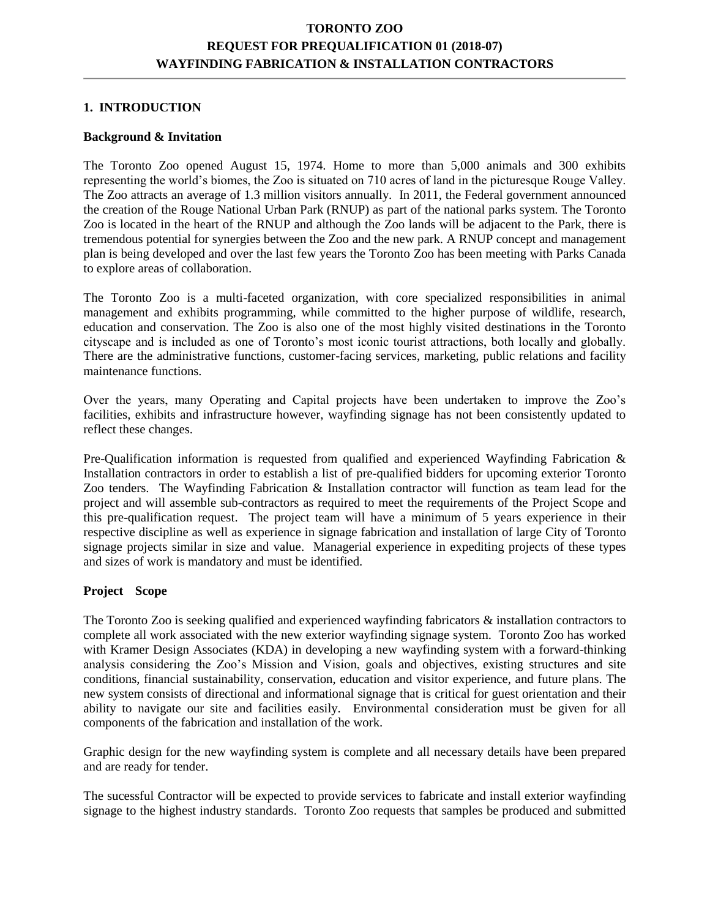**TORONTO ZOO**
**REQUEST FOR PREQUALIFICATION 01 (2018-07)**
**WAYFINDING FABRICATION & INSTALLATION CONTRACTORS**

## 1. INTRODUCTION

### Background & Invitation

The Toronto Zoo opened August 15, 1974. Home to more than 5,000 animals and 300 exhibits representing the world's biomes, the Zoo is situated on 710 acres of land in the picturesque Rouge Valley. The Zoo attracts an average of 1.3 million visitors annually. In 2011, the Federal government announced the creation of the Rouge National Urban Park (RNUP) as part of the national parks system. The Toronto Zoo is located in the heart of the RNUP and although the Zoo lands will be adjacent to the Park, there is tremendous potential for synergies between the Zoo and the new park. A RNUP concept and management plan is being developed and over the last few years the Toronto Zoo has been meeting with Parks Canada to explore areas of collaboration.

The Toronto Zoo is a multi-faceted organization, with core specialized responsibilities in animal management and exhibits programming, while committed to the higher purpose of wildlife, research, education and conservation. The Zoo is also one of the most highly visited destinations in the Toronto cityscape and is included as one of Toronto's most iconic tourist attractions, both locally and globally. There are the administrative functions, customer-facing services, marketing, public relations and facility maintenance functions.

Over the years, many Operating and Capital projects have been undertaken to improve the Zoo's facilities, exhibits and infrastructure however, wayfinding signage has not been consistently updated to reflect these changes.

Pre-Qualification information is requested from qualified and experienced Wayfinding Fabrication & Installation contractors in order to establish a list of pre-qualified bidders for upcoming exterior Toronto Zoo tenders. The Wayfinding Fabrication & Installation contractor will function as team lead for the project and will assemble sub-contractors as required to meet the requirements of the Project Scope and this pre-qualification request. The project team will have a minimum of 5 years experience in their respective discipline as well as experience in signage fabrication and installation of large City of Toronto signage projects similar in size and value. Managerial experience in expediting projects of these types and sizes of work is mandatory and must be identified.

### Project Scope

The Toronto Zoo is seeking qualified and experienced wayfinding fabricators & installation contractors to complete all work associated with the new exterior wayfinding signage system. Toronto Zoo has worked with Kramer Design Associates (KDA) in developing a new wayfinding system with a forward-thinking analysis considering the Zoo's Mission and Vision, goals and objectives, existing structures and site conditions, financial sustainability, conservation, education and visitor experience, and future plans. The new system consists of directional and informational signage that is critical for guest orientation and their ability to navigate our site and facilities easily. Environmental consideration must be given for all components of the fabrication and installation of the work.

Graphic design for the new wayfinding system is complete and all necessary details have been prepared and are ready for tender.

The sucessful Contractor will be expected to provide services to fabricate and install exterior wayfinding signage to the highest industry standards. Toronto Zoo requests that samples be produced and submitted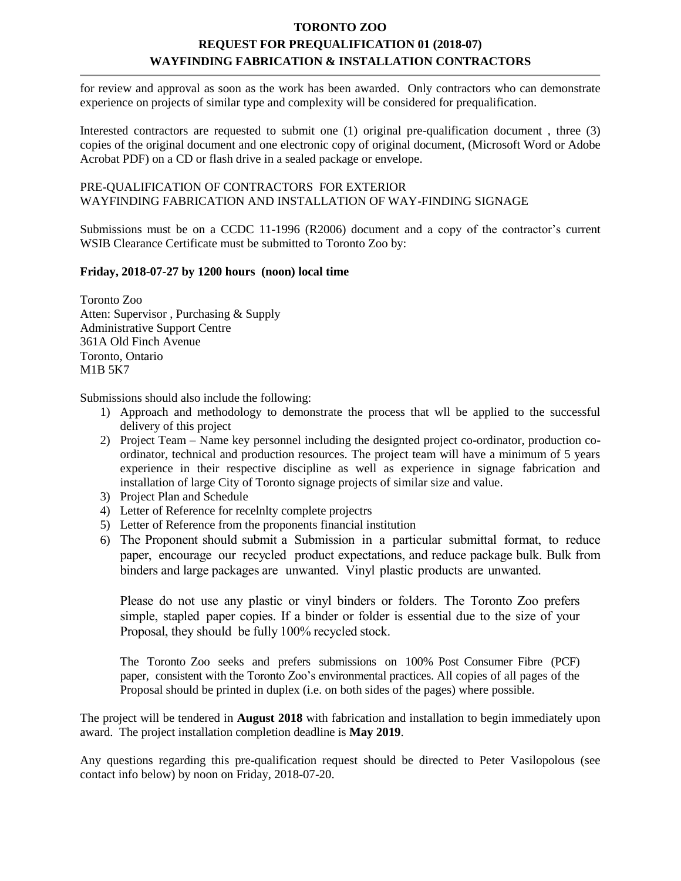for review and approval as soon as the work has been awarded. Only contractors who can demonstrate experience on projects of similar type and complexity will be considered for prequalification.

Interested contractors are requested to submit one (1) original pre-qualification document , three (3) copies of the original document and one electronic copy of original document, (Microsoft Word or Adobe Acrobat PDF) on a CD or flash drive in a sealed package or envelope.

PRE-QUALIFICATION OF CONTRACTORS FOR EXTERIOR
WAYFINDING FABRICATION AND INSTALLATION OF WAY-FINDING SIGNAGE

Submissions must be on a CCDC 11-1996 (R2006) document and a copy of the contractor's current WSIB Clearance Certificate must be submitted to Toronto Zoo by:

**Friday, 2018-07-27 by 1200 hours (noon) local time**

Toronto Zoo
Atten: Supervisor , Purchasing & Supply
Administrative Support Centre
361A Old Finch Avenue
Toronto, Ontario
M1B 5K7

Submissions should also include the following:

1) Approach and methodology to demonstrate the process that wll be applied to the successful delivery of this project
2) Project Team – Name key personnel including the designted project co-ordinator, production co-ordinator, technical and production resources. The project team will have a minimum of 5 years experience in their respective discipline as well as experience in signage fabrication and installation of large City of Toronto signage projects of similar size and value.
3) Project Plan and Schedule
4) Letter of Reference for recelnlty complete projectrs
5) Letter of Reference from the proponents financial institution
6) The Proponent should submit a Submission in a particular submittal format, to reduce paper, encourage our recycled product expectations, and reduce package bulk. Bulk from binders and large packages are unwanted. Vinyl plastic products are unwanted.

   Please do not use any plastic or vinyl binders or folders. The Toronto Zoo prefers simple, stapled paper copies. If a binder or folder is essential due to the size of your Proposal, they should be fully 100% recycled stock.

   The Toronto Zoo seeks and prefers submissions on 100% Post Consumer Fibre (PCF) paper, consistent with the Toronto Zoo's environmental practices. All copies of all pages of the Proposal should be printed in duplex (i.e. on both sides of the pages) where possible.

The project will be tendered in **August 2018** with fabrication and installation to begin immediately upon award. The project installation completion deadline is **May 2019**.

Any questions regarding this pre-qualification request should be directed to Peter Vasilopolous (see contact info below) by noon on Friday, 2018-07-20.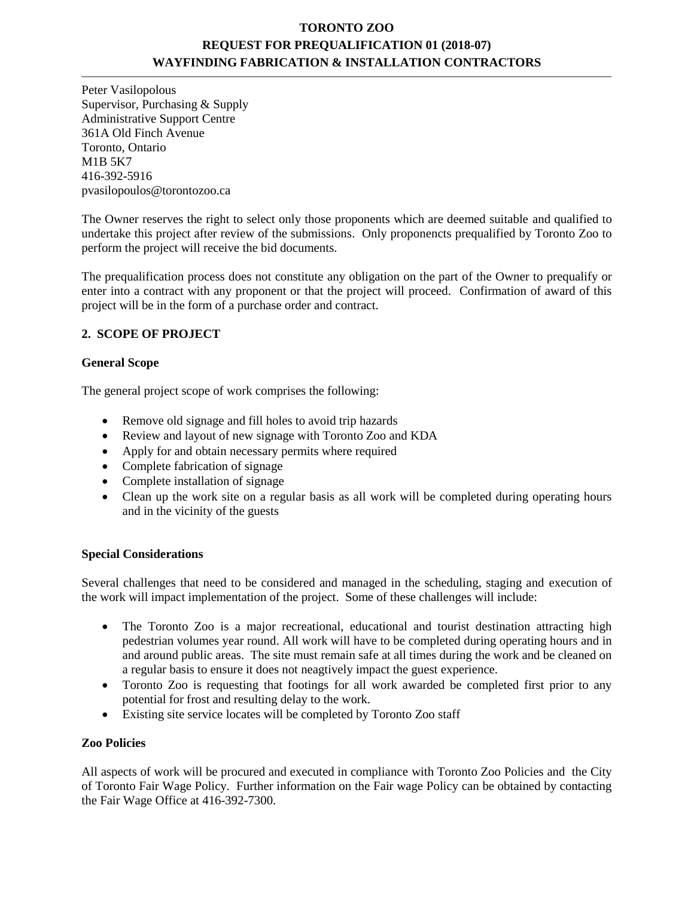Peter Vasilopolous
Supervisor, Purchasing & Supply
Administrative Support Centre
361A Old Finch Avenue
Toronto, Ontario
M1B 5K7
416-392-5916
pvasilopoulos@torontozoo.ca

The Owner reserves the right to select only those proponents which are deemed suitable and qualified to undertake this project after review of the submissions. Only proponencts prequalified by Toronto Zoo to perform the project will receive the bid documents.

The prequalification process does not constitute any obligation on the part of the Owner to prequalify or enter into a contract with any proponent or that the project will proceed. Confirmation of award of this project will be in the form of a purchase order and contract.

## 2. SCOPE OF PROJECT

### General Scope

The general project scope of work comprises the following:

- Remove old signage and fill holes to avoid trip hazards
- Review and layout of new signage with Toronto Zoo and KDA
- Apply for and obtain necessary permits where required
- Complete fabrication of signage
- Complete installation of signage
- Clean up the work site on a regular basis as all work will be completed during operating hours and in the vicinity of the guests

### Special Considerations

Several challenges that need to be considered and managed in the scheduling, staging and execution of the work will impact implementation of the project. Some of these challenges will include:

- The Toronto Zoo is a major recreational, educational and tourist destination attracting high pedestrian volumes year round. All work will have to be completed during operating hours and in and around public areas. The site must remain safe at all times during the work and be cleaned on a regular basis to ensure it does not neagtively impact the guest experience.
- Toronto Zoo is requesting that footings for all work awarded be completed first prior to any potential for frost and resulting delay to the work.
- Existing site service locates will be completed by Toronto Zoo staff

### Zoo Policies

All aspects of work will be procured and executed in compliance with Toronto Zoo Policies and the City of Toronto Fair Wage Policy. Further information on the Fair wage Policy can be obtained by contacting the Fair Wage Office at 416-392-7300.